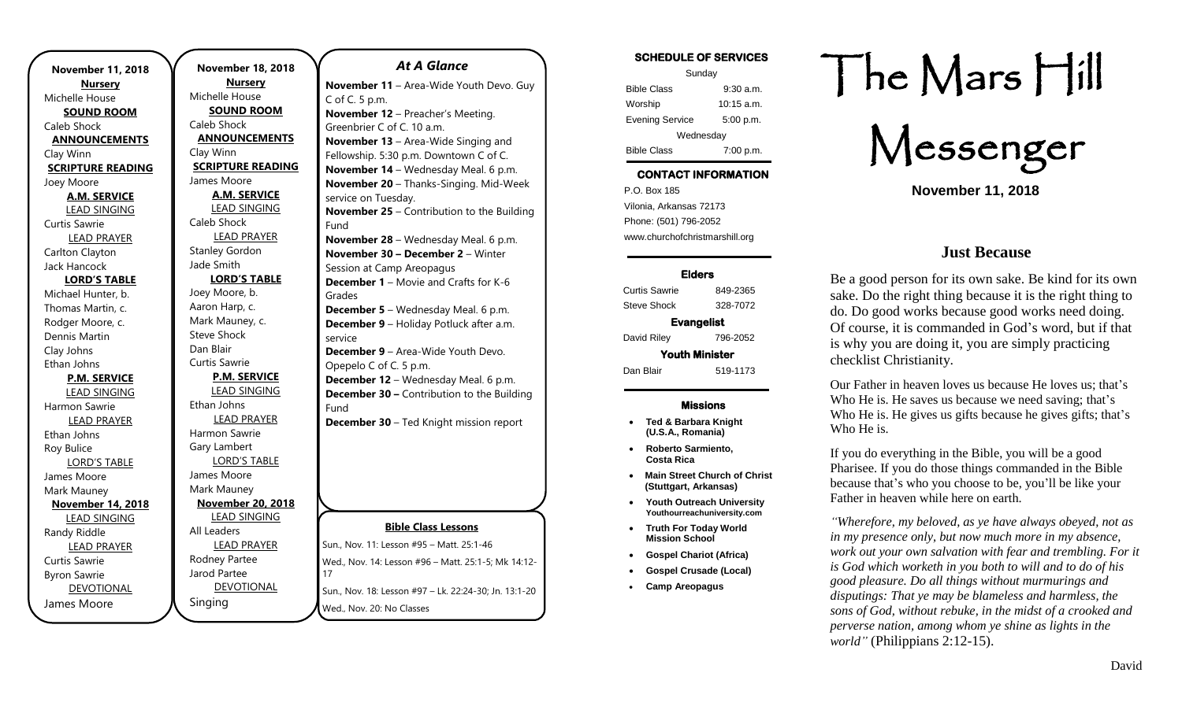**November 11, 2018**

**Nursery**
Michelle House

**SOUND ROOM**
Caleb Shock

**ANNOUNCEMENTS**
Clay Winn

**SCRIPTURE READING**
Joey Moore

**A.M. SERVICE**

LEAD SINGING
Curtis Sawrie

LEAD PRAYER
Carlton Clayton
Jack Hancock

**LORD'S TABLE**
Michael Hunter, b.
Thomas Martin, c.
Rodger Moore, c.
Dennis Martin
Clay Johns
Ethan Johns

**P.M. SERVICE**

LEAD SINGING
Harmon Sawrie

LEAD PRAYER
Ethan Johns
Roy Bulice

LORD'S TABLE
James Moore
Mark Mauney

**November 14, 2018**

LEAD SINGING
Randy Riddle

LEAD PRAYER
Curtis Sawrie
Byron Sawrie

DEVOTIONAL
James Moore

**November 18, 2018**

**Nursery**
Michelle House

**SOUND ROOM**
Caleb Shock

**ANNOUNCEMENTS**
Clay Winn

**SCRIPTURE READING**
James Moore

**A.M. SERVICE**

LEAD SINGING
Caleb Shock

LEAD PRAYER
Stanley Gordon
Jade Smith

**LORD'S TABLE**
Joey Moore, b.
Aaron Harp, c.
Mark Mauney, c.
Steve Shock
Dan Blair
Curtis Sawrie

**P.M. SERVICE**

LEAD SINGING
Ethan Johns

LEAD PRAYER
Harmon Sawrie
Gary Lambert

LORD'S TABLE
James Moore
Mark Mauney

**November 20, 2018**

LEAD SINGING
All Leaders

LEAD PRAYER
Rodney Partee
Jarod Partee

DEVOTIONAL
Singing

## *At A Glance*

**November 11** – Area-Wide Youth Devo. Guy C of C. 5 p.m.
**November 12** – Preacher's Meeting. Greenbrier C of C. 10 a.m.
**November 13** – Area-Wide Singing and Fellowship. 5:30 p.m. Downtown C of C.
**November 14** – Wednesday Meal. 6 p.m.
**November 20** – Thanks-Singing. Mid-Week service on Tuesday.
**November 25** – Contribution to the Building Fund
**November 28** – Wednesday Meal. 6 p.m.
**November 30 – December 2** – Winter Session at Camp Areopagus
**December 1** – Movie and Crafts for K-6 Grades
**December 5** – Wednesday Meal. 6 p.m.
**December 9** – Holiday Potluck after a.m. service
**December 9** – Area-Wide Youth Devo. Opepelo C of C. 5 p.m.
**December 12** – Wednesday Meal. 6 p.m.
**December 30 –** Contribution to the Building Fund
**December 30** – Ted Knight mission report

**Bible Class Lessons**

Sun., Nov. 11: Lesson #95 – Matt. 25:1-46
Wed., Nov. 14: Lesson #96 – Matt. 25:1-5; Mk 14:12-17
Sun., Nov. 18: Lesson #97 – Lk. 22:24-30; Jn. 13:1-20
Wed., Nov. 20: No Classes

**SCHEDULE OF SERVICES**

| Sunday | |
|---|---|
| Bible Class | 9:30 a.m. |
| Worship | 10:15 a.m. |
| Evening Service | 5:00 p.m. |
| Wednesday | |
| Bible Class | 7:00 p.m. |

**CONTACT INFORMATION**

P.O. Box 185
Vilonia, Arkansas 72173
Phone: (501) 796-2052
www.churchofchristmarshill.org

**Elders**

| | |
|---|---|
| Curtis Sawrie | 849-2365 |
| Steve Shock | 328-7072 |

**Evangelist**

| | |
|---|---|
| David Riley | 796-2052 |

**Youth Minister**

| | |
|---|---|
| Dan Blair | 519-1173 |

**Missions**

- **Ted & Barbara Knight (U.S.A., Romania)**
- **Roberto Sarmiento, Costa Rica**
- **Main Street Church of Christ (Stuttgart, Arkansas)**
- **Youth Outreach University Youthourreachuniversity.com**
- **Truth For Today World Mission School**
- **Gospel Chariot (Africa)**
- **Gospel Crusade (Local)**
- **Camp Areopagus**

# The Mars Hill Messenger

**November 11, 2018**

## Just Because

Be a good person for its own sake. Be kind for its own sake. Do the right thing because it is the right thing to do. Do good works because good works need doing. Of course, it is commanded in God's word, but if that is why you are doing it, you are simply practicing checklist Christianity.

Our Father in heaven loves us because He loves us; that's Who He is. He saves us because we need saving; that's Who He is. He gives us gifts because he gives gifts; that's Who He is.

If you do everything in the Bible, you will be a good Pharisee. If you do those things commanded in the Bible because that's who you choose to be, you'll be like your Father in heaven while here on earth.

*"Wherefore, my beloved, as ye have always obeyed, not as in my presence only, but now much more in my absence, work out your own salvation with fear and trembling. For it is God which worketh in you both to will and to do of his good pleasure. Do all things without murmurings and disputings: That ye may be blameless and harmless, the sons of God, without rebuke, in the midst of a crooked and perverse nation, among whom ye shine as lights in the world"* (Philippians 2:12-15).

David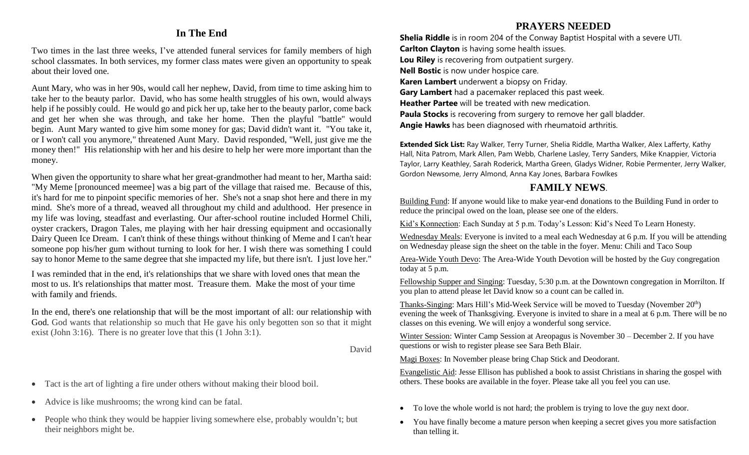## In The End

Two times in the last three weeks, I've attended funeral services for family members of high school classmates. In both services, my former class mates were given an opportunity to speak about their loved one.

Aunt Mary, who was in her 90s, would call her nephew, David, from time to time asking him to take her to the beauty parlor. David, who has some health struggles of his own, would always help if he possibly could. He would go and pick her up, take her to the beauty parlor, come back and get her when she was through, and take her home. Then the playful "battle" would begin. Aunt Mary wanted to give him some money for gas; David didn't want it. "You take it, or I won't call you anymore," threatened Aunt Mary. David responded, "Well, just give me the money then!" His relationship with her and his desire to help her were more important than the money.

When given the opportunity to share what her great-grandmother had meant to her, Martha said: "My Meme [pronounced meemee] was a big part of the village that raised me. Because of this, it's hard for me to pinpoint specific memories of her. She's not a snap shot here and there in my mind. She's more of a thread, weaved all throughout my child and adulthood. Her presence in my life was loving, steadfast and everlasting. Our after-school routine included Hormel Chili, oyster crackers, Dragon Tales, me playing with her hair dressing equipment and occasionally Dairy Queen Ice Dream. I can't think of these things without thinking of Meme and I can't hear someone pop his/her gum without turning to look for her. I wish there was something I could say to honor Meme to the same degree that she impacted my life, but there isn't. I just love her."

I was reminded that in the end, it's relationships that we share with loved ones that mean the most to us. It's relationships that matter most. Treasure them. Make the most of your time with family and friends.

In the end, there's one relationship that will be the most important of all: our relationship with God. God wants that relationship so much that He gave his only begotten son so that it might exist (John 3:16). There is no greater love that this (1 John 3:1).

David

- Tact is the art of lighting a fire under others without making their blood boil.
- Advice is like mushrooms; the wrong kind can be fatal.
- People who think they would be happier living somewhere else, probably wouldn't; but their neighbors might be.

## PRAYERS NEEDED

**Shelia Riddle** is in room 204 of the Conway Baptist Hospital with a severe UTI.
**Carlton Clayton** is having some health issues.
**Lou Riley** is recovering from outpatient surgery.
**Nell Bostic** is now under hospice care.
**Karen Lambert** underwent a biopsy on Friday.
**Gary Lambert** had a pacemaker replaced this past week.
**Heather Partee** will be treated with new medication.
**Paula Stocks** is recovering from surgery to remove her gall bladder.
**Angie Hawks** has been diagnosed with rheumatoid arthritis.

**Extended Sick List:** Ray Walker, Terry Turner, Shelia Riddle, Martha Walker, Alex Lafferty, Kathy Hall, Nita Patrom, Mark Allen, Pam Webb, Charlene Lasley, Terry Sanders, Mike Knappier, Victoria Taylor, Larry Keathley, Sarah Roderick, Martha Green, Gladys Widner, Robie Permenter, Jerry Walker, Gordon Newsome, Jerry Almond, Anna Kay Jones, Barbara Fowlkes

## FAMILY NEWS.

Building Fund: If anyone would like to make year-end donations to the Building Fund in order to reduce the principal owed on the loan, please see one of the elders.

Kid's Konnection: Each Sunday at 5 p.m. Today's Lesson: Kid's Need To Learn Honesty.

Wednesday Meals: Everyone is invited to a meal each Wednesday at 6 p.m. If you will be attending on Wednesday please sign the sheet on the table in the foyer. Menu: Chili and Taco Soup

Area-Wide Youth Devo: The Area-Wide Youth Devotion will be hosted by the Guy congregation today at 5 p.m.

Fellowship Supper and Singing: Tuesday, 5:30 p.m. at the Downtown congregation in Morrilton. If you plan to attend please let David know so a count can be called in.

Thanks-Singing: Mars Hill's Mid-Week Service will be moved to Tuesday (November 20th) evening the week of Thanksgiving. Everyone is invited to share in a meal at 6 p.m. There will be no classes on this evening. We will enjoy a wonderful song service.

Winter Session: Winter Camp Session at Areopagus is November 30 – December 2. If you have questions or wish to register please see Sara Beth Blair.

Magi Boxes: In November please bring Chap Stick and Deodorant.

Evangelistic Aid: Jesse Ellison has published a book to assist Christians in sharing the gospel with others. These books are available in the foyer. Please take all you feel you can use.

- To love the whole world is not hard; the problem is trying to love the guy next door.
- You have finally become a mature person when keeping a secret gives you more satisfaction than telling it.